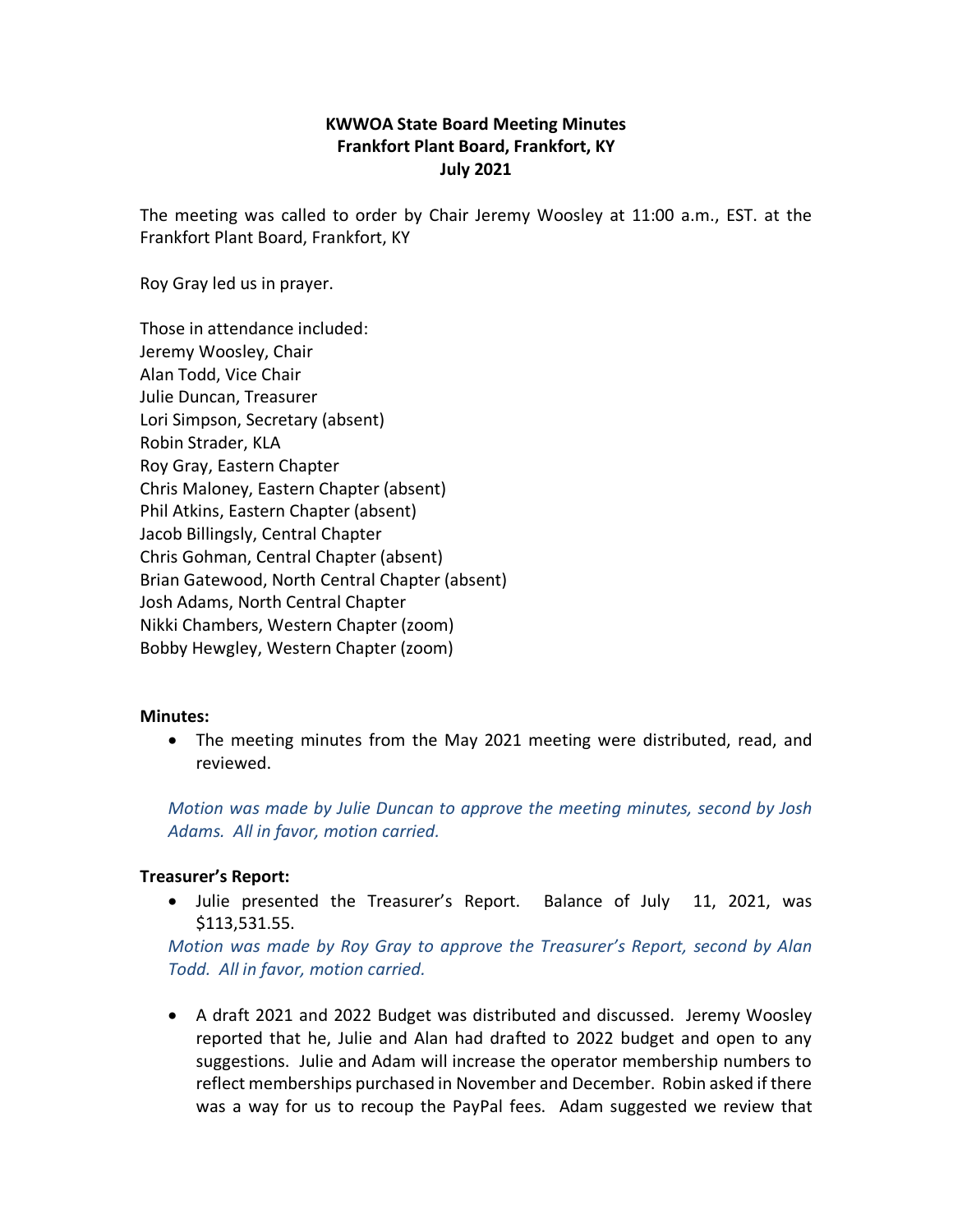**KWWOA State Board Meeting Minutes**
**Frankfort Plant Board, Frankfort, KY**
**July 2021**

The meeting was called to order by Chair Jeremy Woosley at 11:00 a.m., EST. at the Frankfort Plant Board, Frankfort, KY

Roy Gray led us in prayer.

Those in attendance included:
Jeremy Woosley, Chair
Alan Todd, Vice Chair
Julie Duncan, Treasurer
Lori Simpson, Secretary (absent)
Robin Strader, KLA
Roy Gray, Eastern Chapter
Chris Maloney, Eastern Chapter (absent)
Phil Atkins, Eastern Chapter (absent)
Jacob Billingsly, Central Chapter
Chris Gohman, Central Chapter (absent)
Brian Gatewood, North Central Chapter (absent)
Josh Adams, North Central Chapter
Nikki Chambers, Western Chapter (zoom)
Bobby Hewgley, Western Chapter (zoom)

**Minutes:**

- The meeting minutes from the May 2021 meeting were distributed, read, and reviewed.

*Motion was made by Julie Duncan to approve the meeting minutes, second by Josh Adams. All in favor, motion carried.*

**Treasurer's Report:**

- Julie presented the Treasurer's Report. Balance of July 11, 2021, was $113,531.55.

*Motion was made by Roy Gray to approve the Treasurer's Report, second by Alan Todd. All in favor, motion carried.*

- A draft 2021 and 2022 Budget was distributed and discussed. Jeremy Woosley reported that he, Julie and Alan had drafted to 2022 budget and open to any suggestions. Julie and Adam will increase the operator membership numbers to reflect memberships purchased in November and December. Robin asked if there was a way for us to recoup the PayPal fees. Adam suggested we review that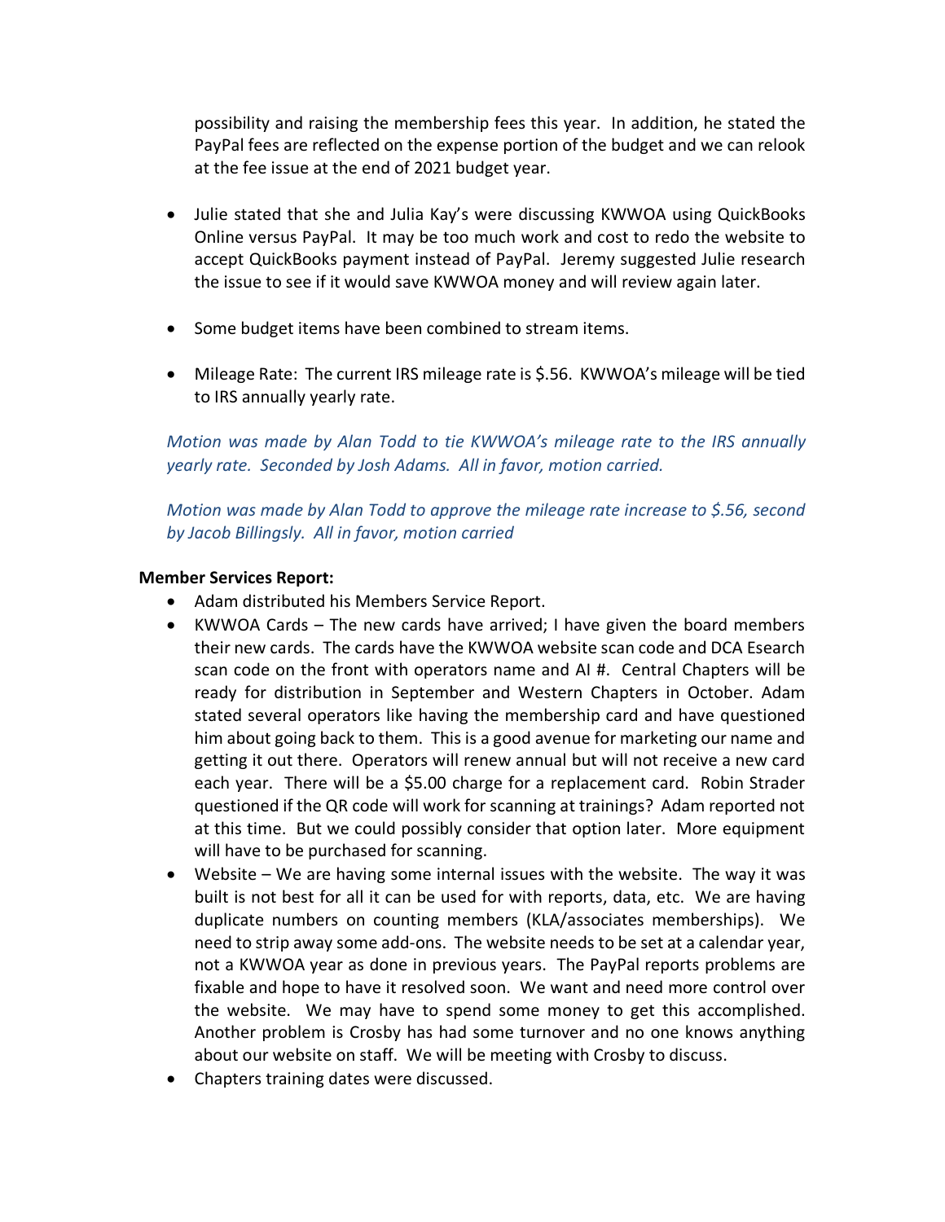possibility and raising the membership fees this year. In addition, he stated the PayPal fees are reflected on the expense portion of the budget and we can relook at the fee issue at the end of 2021 budget year.

- Julie stated that she and Julia Kay's were discussing KWWOA using QuickBooks Online versus PayPal. It may be too much work and cost to redo the website to accept QuickBooks payment instead of PayPal. Jeremy suggested Julie research the issue to see if it would save KWWOA money and will review again later.

- Some budget items have been combined to stream items.

- Mileage Rate: The current IRS mileage rate is $.56. KWWOA's mileage will be tied to IRS annually yearly rate.

*Motion was made by Alan Todd to tie KWWOA's mileage rate to the IRS annually yearly rate. Seconded by Josh Adams. All in favor, motion carried.*

*Motion was made by Alan Todd to approve the mileage rate increase to $.56, second by Jacob Billingsly. All in favor, motion carried*

**Member Services Report:**

- Adam distributed his Members Service Report.
- KWWOA Cards – The new cards have arrived; I have given the board members their new cards. The cards have the KWWOA website scan code and DCA Esearch scan code on the front with operators name and AI #. Central Chapters will be ready for distribution in September and Western Chapters in October. Adam stated several operators like having the membership card and have questioned him about going back to them. This is a good avenue for marketing our name and getting it out there. Operators will renew annual but will not receive a new card each year. There will be a $5.00 charge for a replacement card. Robin Strader questioned if the QR code will work for scanning at trainings? Adam reported not at this time. But we could possibly consider that option later. More equipment will have to be purchased for scanning.
- Website – We are having some internal issues with the website. The way it was built is not best for all it can be used for with reports, data, etc. We are having duplicate numbers on counting members (KLA/associates memberships). We need to strip away some add-ons. The website needs to be set at a calendar year, not a KWWOA year as done in previous years. The PayPal reports problems are fixable and hope to have it resolved soon. We want and need more control over the website. We may have to spend some money to get this accomplished. Another problem is Crosby has had some turnover and no one knows anything about our website on staff. We will be meeting with Crosby to discuss.
- Chapters training dates were discussed.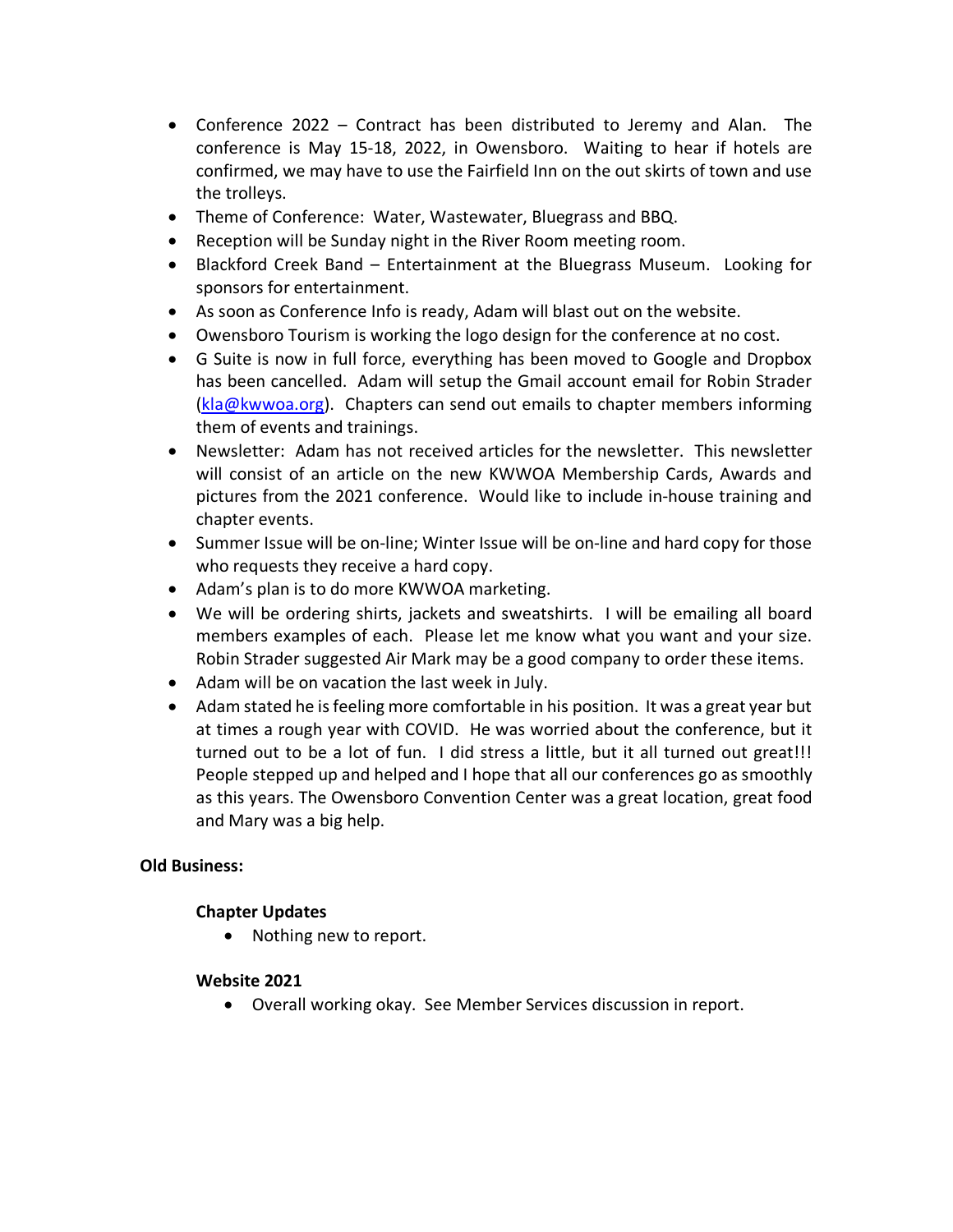- Conference 2022 – Contract has been distributed to Jeremy and Alan. The conference is May 15-18, 2022, in Owensboro. Waiting to hear if hotels are confirmed, we may have to use the Fairfield Inn on the out skirts of town and use the trolleys.
- Theme of Conference: Water, Wastewater, Bluegrass and BBQ.
- Reception will be Sunday night in the River Room meeting room.
- Blackford Creek Band – Entertainment at the Bluegrass Museum. Looking for sponsors for entertainment.
- As soon as Conference Info is ready, Adam will blast out on the website.
- Owensboro Tourism is working the logo design for the conference at no cost.
- G Suite is now in full force, everything has been moved to Google and Dropbox has been cancelled. Adam will setup the Gmail account email for Robin Strader (kla@kwwoa.org). Chapters can send out emails to chapter members informing them of events and trainings.
- Newsletter: Adam has not received articles for the newsletter. This newsletter will consist of an article on the new KWWOA Membership Cards, Awards and pictures from the 2021 conference. Would like to include in-house training and chapter events.
- Summer Issue will be on-line; Winter Issue will be on-line and hard copy for those who requests they receive a hard copy.
- Adam's plan is to do more KWWOA marketing.
- We will be ordering shirts, jackets and sweatshirts. I will be emailing all board members examples of each. Please let me know what you want and your size. Robin Strader suggested Air Mark may be a good company to order these items.
- Adam will be on vacation the last week in July.
- Adam stated he is feeling more comfortable in his position. It was a great year but at times a rough year with COVID. He was worried about the conference, but it turned out to be a lot of fun. I did stress a little, but it all turned out great!!! People stepped up and helped and I hope that all our conferences go as smoothly as this years. The Owensboro Convention Center was a great location, great food and Mary was a big help.

**Old Business:**

**Chapter Updates**

- Nothing new to report.

**Website 2021**

- Overall working okay. See Member Services discussion in report.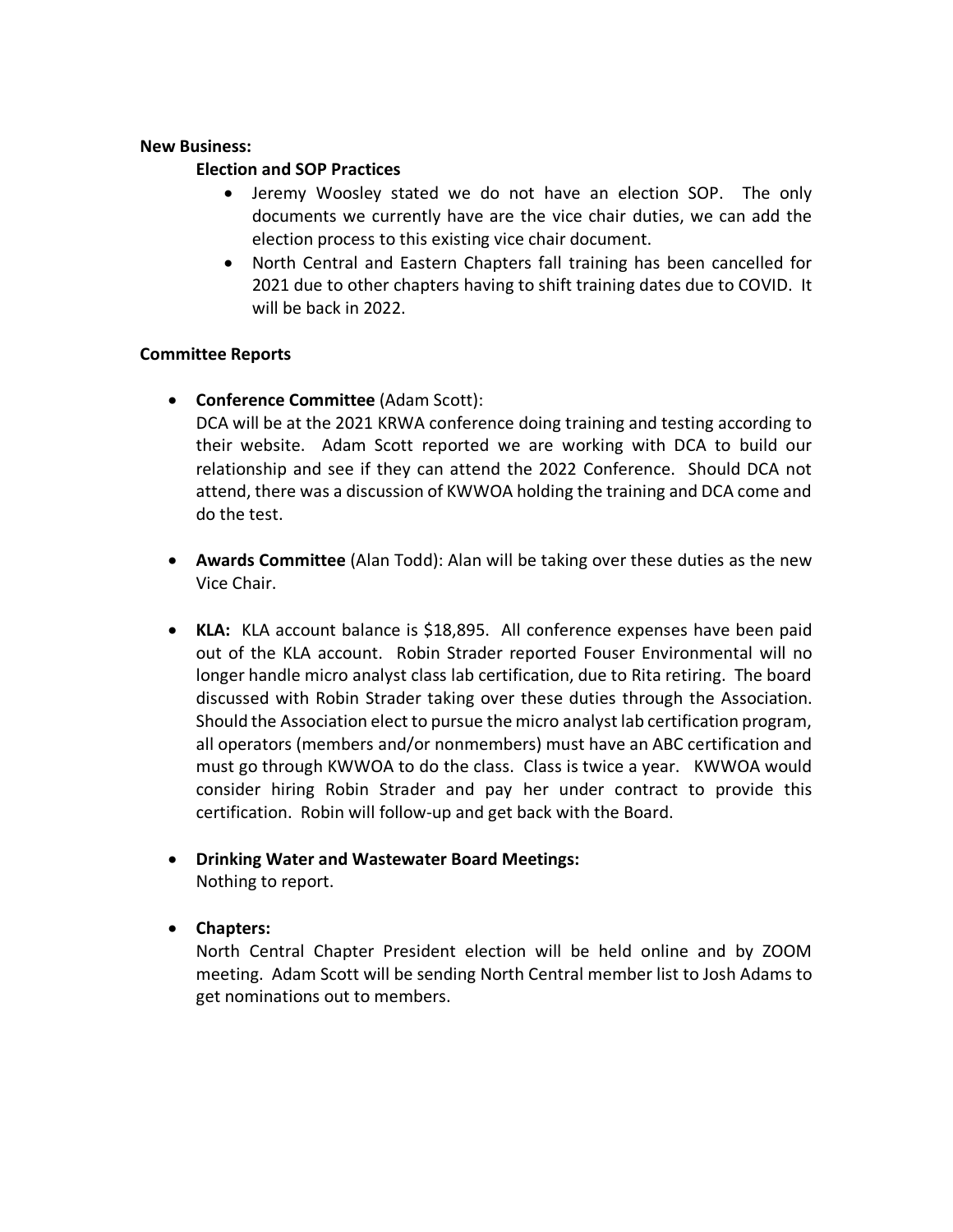**New Business:**

**Election and SOP Practices**

- Jeremy Woosley stated we do not have an election SOP. The only documents we currently have are the vice chair duties, we can add the election process to this existing vice chair document.
- North Central and Eastern Chapters fall training has been cancelled for 2021 due to other chapters having to shift training dates due to COVID. It will be back in 2022.

**Committee Reports**

- **Conference Committee** (Adam Scott):
  DCA will be at the 2021 KRWA conference doing training and testing according to their website. Adam Scott reported we are working with DCA to build our relationship and see if they can attend the 2022 Conference. Should DCA not attend, there was a discussion of KWWOA holding the training and DCA come and do the test.

- **Awards Committee** (Alan Todd): Alan will be taking over these duties as the new Vice Chair.

- **KLA:** KLA account balance is $18,895. All conference expenses have been paid out of the KLA account. Robin Strader reported Fouser Environmental will no longer handle micro analyst class lab certification, due to Rita retiring. The board discussed with Robin Strader taking over these duties through the Association. Should the Association elect to pursue the micro analyst lab certification program, all operators (members and/or nonmembers) must have an ABC certification and must go through KWWOA to do the class. Class is twice a year. KWWOA would consider hiring Robin Strader and pay her under contract to provide this certification. Robin will follow-up and get back with the Board.

- **Drinking Water and Wastewater Board Meetings:**
  Nothing to report.

- **Chapters:**
  North Central Chapter President election will be held online and by ZOOM meeting. Adam Scott will be sending North Central member list to Josh Adams to get nominations out to members.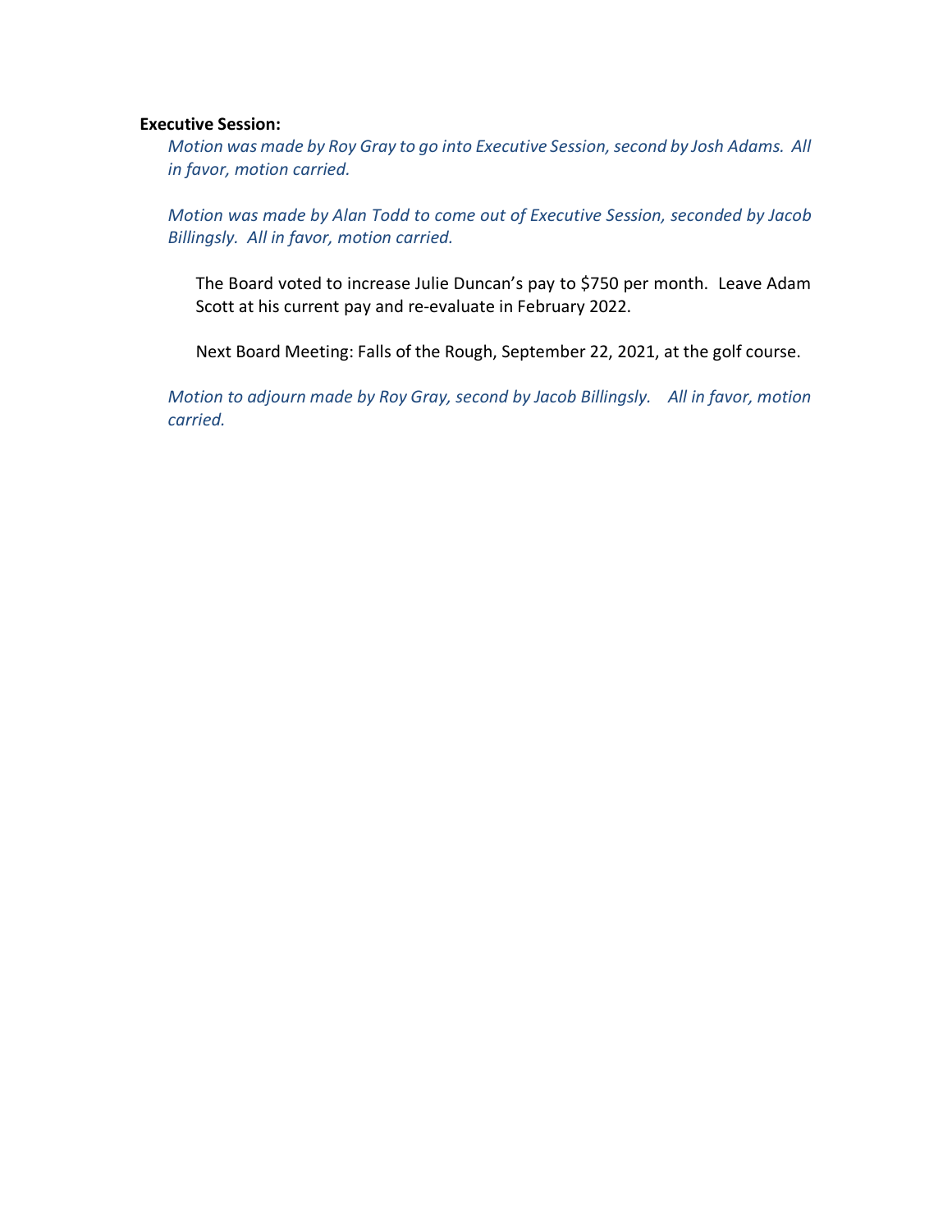**Executive Session:**

*Motion was made by Roy Gray to go into Executive Session, second by Josh Adams. All in favor, motion carried.*

*Motion was made by Alan Todd to come out of Executive Session, seconded by Jacob Billingsly. All in favor, motion carried.*

The Board voted to increase Julie Duncan's pay to $750 per month. Leave Adam Scott at his current pay and re-evaluate in February 2022.

Next Board Meeting: Falls of the Rough, September 22, 2021, at the golf course.

*Motion to adjourn made by Roy Gray, second by Jacob Billingsly. All in favor, motion carried.*